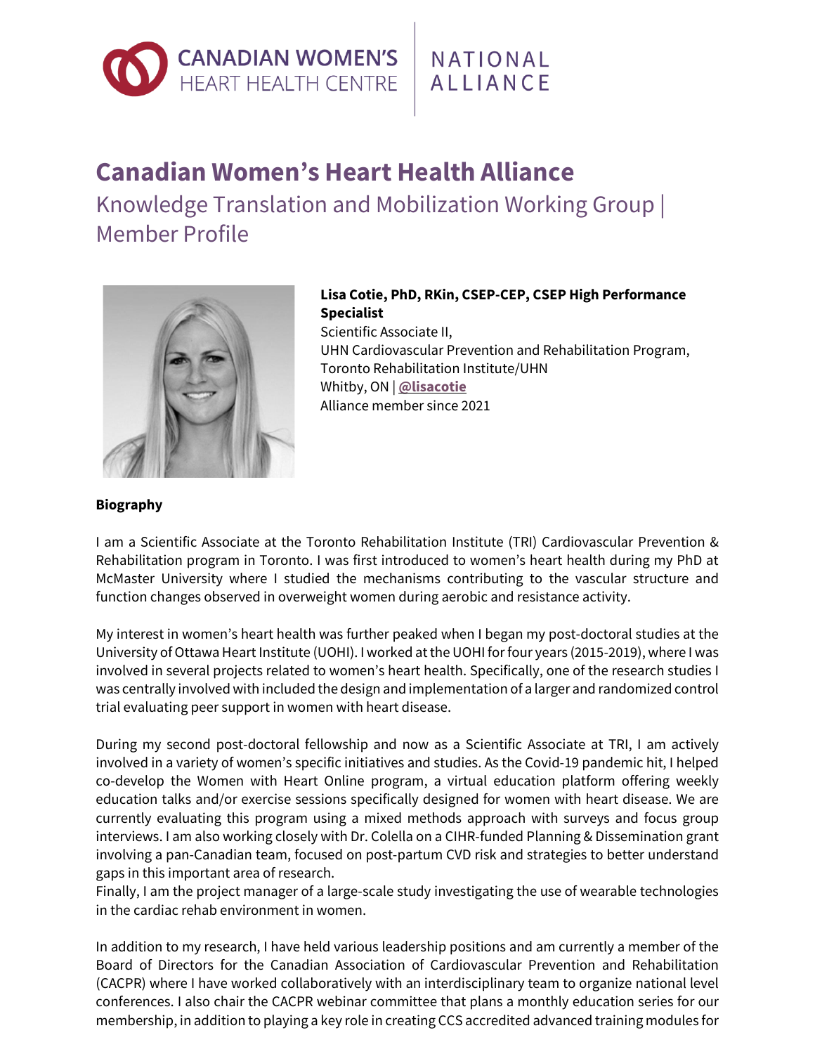# Canadian Women's Heart Health Alliance

## Knowledge Translation and Mobilization Working Group | Member Profile

**Lisa Cotie, PhD, RKin, CSEP-CEP, CSEP High Performance Specialist**
Scientific Associate II,
UHN Cardiovascular Prevention and Rehabilitation Program,
Toronto Rehabilitation Institute/UHN
Whitby, ON | **@lisacotie**
Alliance member since 2021

**Biography**

I am a Scientific Associate at the Toronto Rehabilitation Institute (TRI) Cardiovascular Prevention & Rehabilitation program in Toronto. I was first introduced to women's heart health during my PhD at McMaster University where I studied the mechanisms contributing to the vascular structure and function changes observed in overweight women during aerobic and resistance activity.

My interest in women's heart health was further peaked when I began my post-doctoral studies at the University of Ottawa Heart Institute (UOHI). I worked at the UOHI for four years (2015-2019), where I was involved in several projects related to women's heart health. Specifically, one of the research studies I was centrally involved with included the design and implementation of a larger and randomized control trial evaluating peer support in women with heart disease.

During my second post-doctoral fellowship and now as a Scientific Associate at TRI, I am actively involved in a variety of women's specific initiatives and studies. As the Covid-19 pandemic hit, I helped co-develop the Women with Heart Online program, a virtual education platform offering weekly education talks and/or exercise sessions specifically designed for women with heart disease. We are currently evaluating this program using a mixed methods approach with surveys and focus group interviews. I am also working closely with Dr. Colella on a CIHR-funded Planning & Dissemination grant involving a pan-Canadian team, focused on post-partum CVD risk and strategies to better understand gaps in this important area of research.
Finally, I am the project manager of a large-scale study investigating the use of wearable technologies in the cardiac rehab environment in women.

In addition to my research, I have held various leadership positions and am currently a member of the Board of Directors for the Canadian Association of Cardiovascular Prevention and Rehabilitation (CACPR) where I have worked collaboratively with an interdisciplinary team to organize national level conferences. I also chair the CACPR webinar committee that plans a monthly education series for our membership, in addition to playing a key role in creating CCS accredited advanced training modules for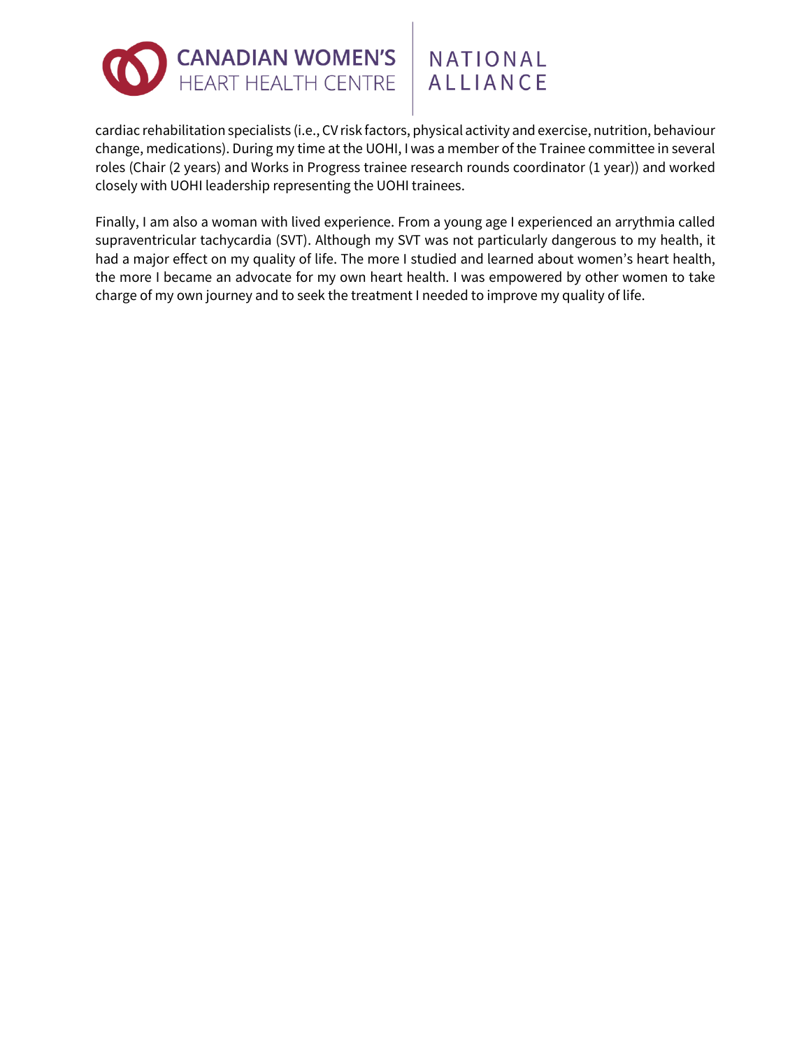cardiac rehabilitation specialists (i.e., CV risk factors, physical activity and exercise, nutrition, behaviour change, medications). During my time at the UOHI, I was a member of the Trainee committee in several roles (Chair (2 years) and Works in Progress trainee research rounds coordinator (1 year)) and worked closely with UOHI leadership representing the UOHI trainees.

Finally, I am also a woman with lived experience. From a young age I experienced an arrythmia called supraventricular tachycardia (SVT). Although my SVT was not particularly dangerous to my health, it had a major effect on my quality of life. The more I studied and learned about women's heart health, the more I became an advocate for my own heart health. I was empowered by other women to take charge of my own journey and to seek the treatment I needed to improve my quality of life.